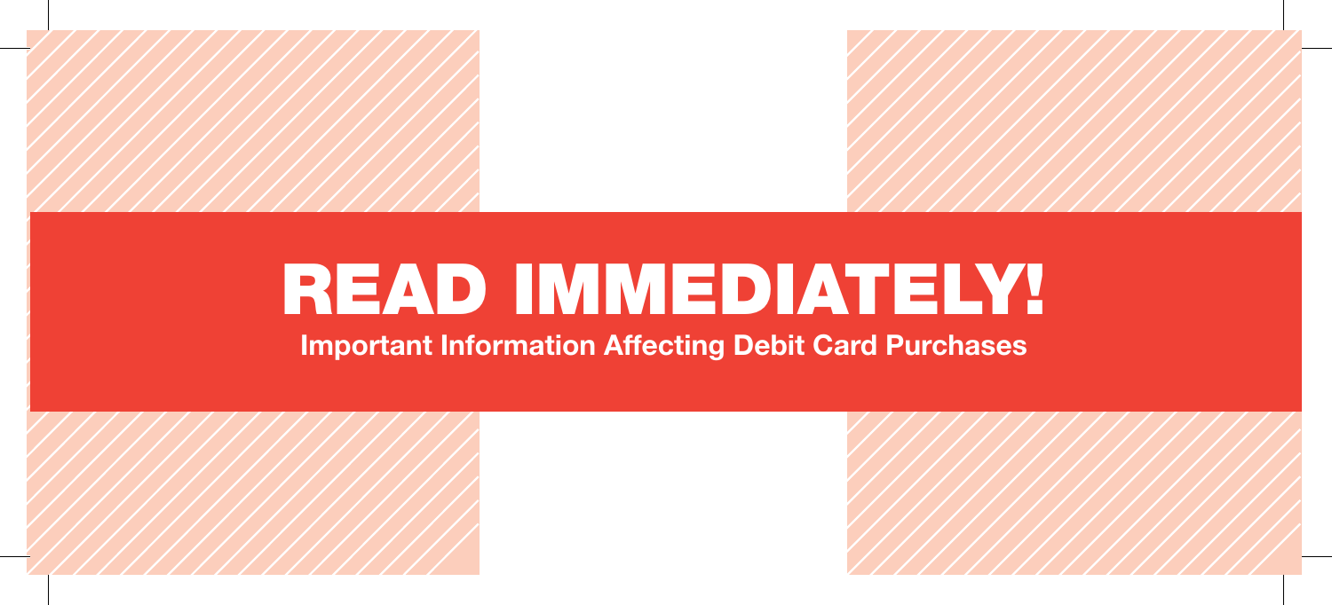# READ IMMEDIATELY!

**Important Information Affecting Debit Card Purchases**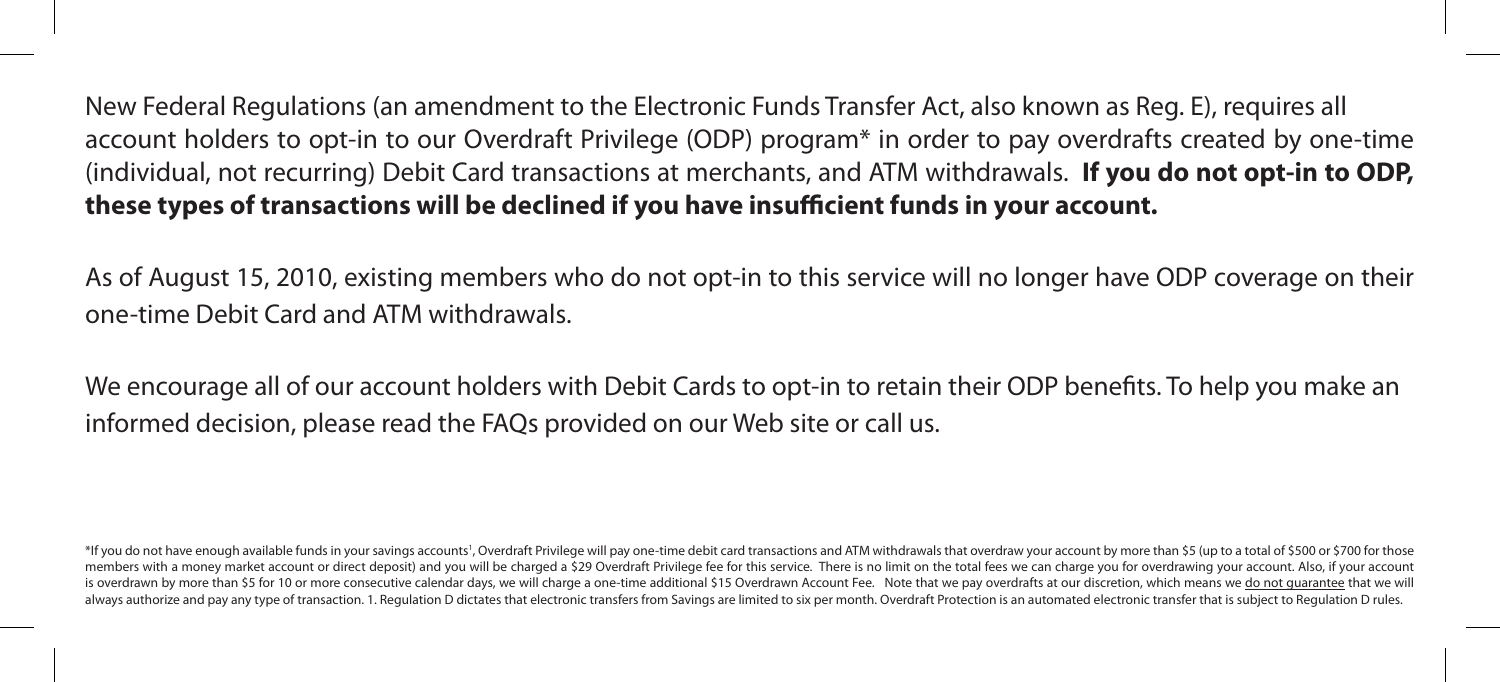New Federal Regulations (an amendment to the Electronic Funds Transfer Act, also known as Reg. E), requires all account holders to opt-in to our Overdraft Privilege (ODP) program* in order to pay overdrafts created by one-time (individual, not recurring) Debit Card transactions at merchants, and ATM withdrawals. **If you do not opt-in to ODP, these types of transactions will be declined if you have insufficient funds in your account.**

As of August 15, 2010, existing members who do not opt-in to this service will no longer have ODP coverage on their one-time Debit Card and ATM withdrawals.

We encourage all of our account holders with Debit Cards to opt-in to retain their ODP benefits. To help you make an informed decision, please read the FAQs provided on our Web site or call us.

*If you do not have enough available funds in your savings accounts[1], Overdraft Privilege will pay one-time debit card transactions and ATM withdrawals that overdraw your account by more than $5 (up to a total of $500 or $700 for those members with a money market account or direct deposit) and you will be charged a $29 Overdraft Privilege fee for this service. There is no limit on the total fees we can charge you for overdrawing your account. Also, if your account is overdrawn by more than $5 for 10 or more consecutive calendar days, we will charge a one-time additional $15 Overdrawn Account Fee. Note that we pay overdrafts at our discretion, which means we do not guarantee that we will always authorize and pay any type of transaction. 1. Regulation D dictates that electronic transfers from Savings are limited to six per month. Overdraft Protection is an automated electronic transfer that is subject to Regulation D rules.